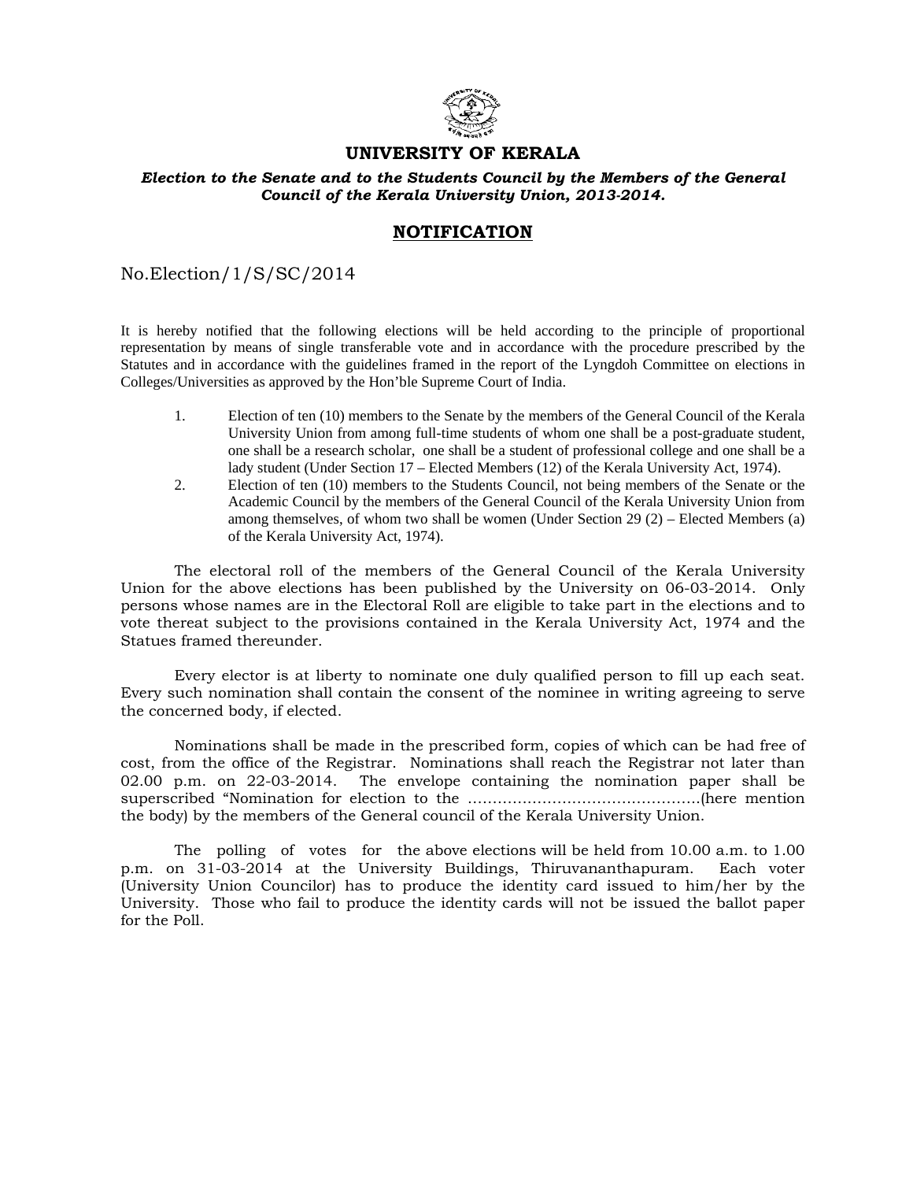# UNIVERSITY OF KERALA

***Election to the Senate and to the Students Council by the Members of the General Council of the Kerala University Union, 2013-2014.***

## NOTIFICATION

No.Election/1/S/SC/2014

It is hereby notified that the following elections will be held according to the principle of proportional representation by means of single transferable vote and in accordance with the procedure prescribed by the Statutes and in accordance with the guidelines framed in the report of the Lyngdoh Committee on elections in Colleges/Universities as approved by the Hon'ble Supreme Court of India.

1. Election of ten (10) members to the Senate by the members of the General Council of the Kerala University Union from among full-time students of whom one shall be a post-graduate student, one shall be a research scholar, one shall be a student of professional college and one shall be a lady student (Under Section 17 – Elected Members (12) of the Kerala University Act, 1974).
2. Election of ten (10) members to the Students Council, not being members of the Senate or the Academic Council by the members of the General Council of the Kerala University Union from among themselves, of whom two shall be women (Under Section 29 (2) – Elected Members (a) of the Kerala University Act, 1974).

The electoral roll of the members of the General Council of the Kerala University Union for the above elections has been published by the University on 06-03-2014. Only persons whose names are in the Electoral Roll are eligible to take part in the elections and to vote thereat subject to the provisions contained in the Kerala University Act, 1974 and the Statues framed thereunder.

Every elector is at liberty to nominate one duly qualified person to fill up each seat. Every such nomination shall contain the consent of the nominee in writing agreeing to serve the concerned body, if elected.

Nominations shall be made in the prescribed form, copies of which can be had free of cost, from the office of the Registrar. Nominations shall reach the Registrar not later than 02.00 p.m. on 22-03-2014. The envelope containing the nomination paper shall be superscribed "Nomination for election to the ……………………………………….(here mention the body) by the members of the General council of the Kerala University Union.

The polling of votes for the above elections will be held from 10.00 a.m. to 1.00 p.m. on 31-03-2014 at the University Buildings, Thiruvananthapuram. Each voter (University Union Councilor) has to produce the identity card issued to him/her by the University. Those who fail to produce the identity cards will not be issued the ballot paper for the Poll.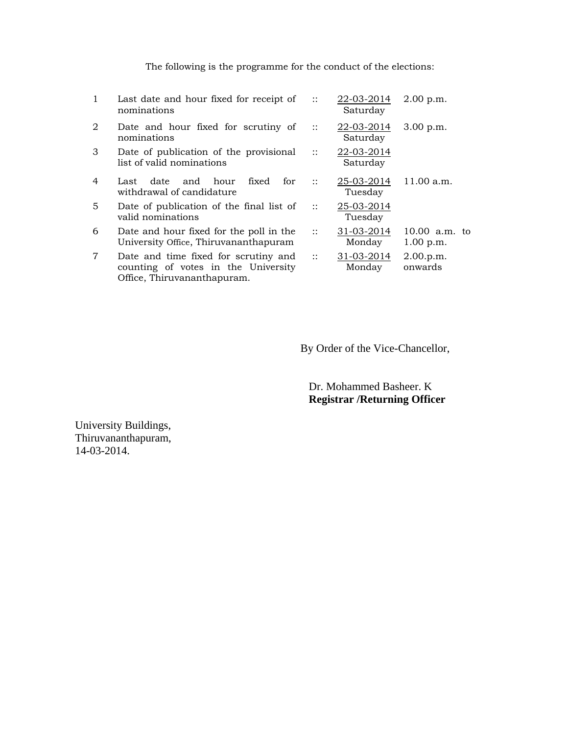The following is the programme for the conduct of the elections:

| | | | | |
|---|---|---|---|---|
| 1 | Last date and hour fixed for receipt of nominations | :: | 22-03-2014 Saturday | 2.00 p.m. |
| 2 | Date and hour fixed for scrutiny of nominations | :: | 22-03-2014 Saturday | 3.00 p.m. |
| 3 | Date of publication of the provisional list of valid nominations | :: | 22-03-2014 Saturday | |
| 4 | Last date and hour fixed for withdrawal of candidature | :: | 25-03-2014 Tuesday | 11.00 a.m. |
| 5 | Date of publication of the final list of valid nominations | :: | 25-03-2014 Tuesday | |
| 6 | Date and hour fixed for the poll in the University Office, Thiruvananthapuram | :: | 31-03-2014 Monday | 10.00 a.m. to 1.00 p.m. |
| 7 | Date and time fixed for scrutiny and counting of votes in the University Office, Thiruvananthapuram. | :: | 31-03-2014 Monday | 2.00.p.m. onwards |

By Order of the Vice-Chancellor,

Dr. Mohammed Basheer. K
**Registrar /Returning Officer**

University Buildings,
Thiruvananthapuram,
14-03-2014.